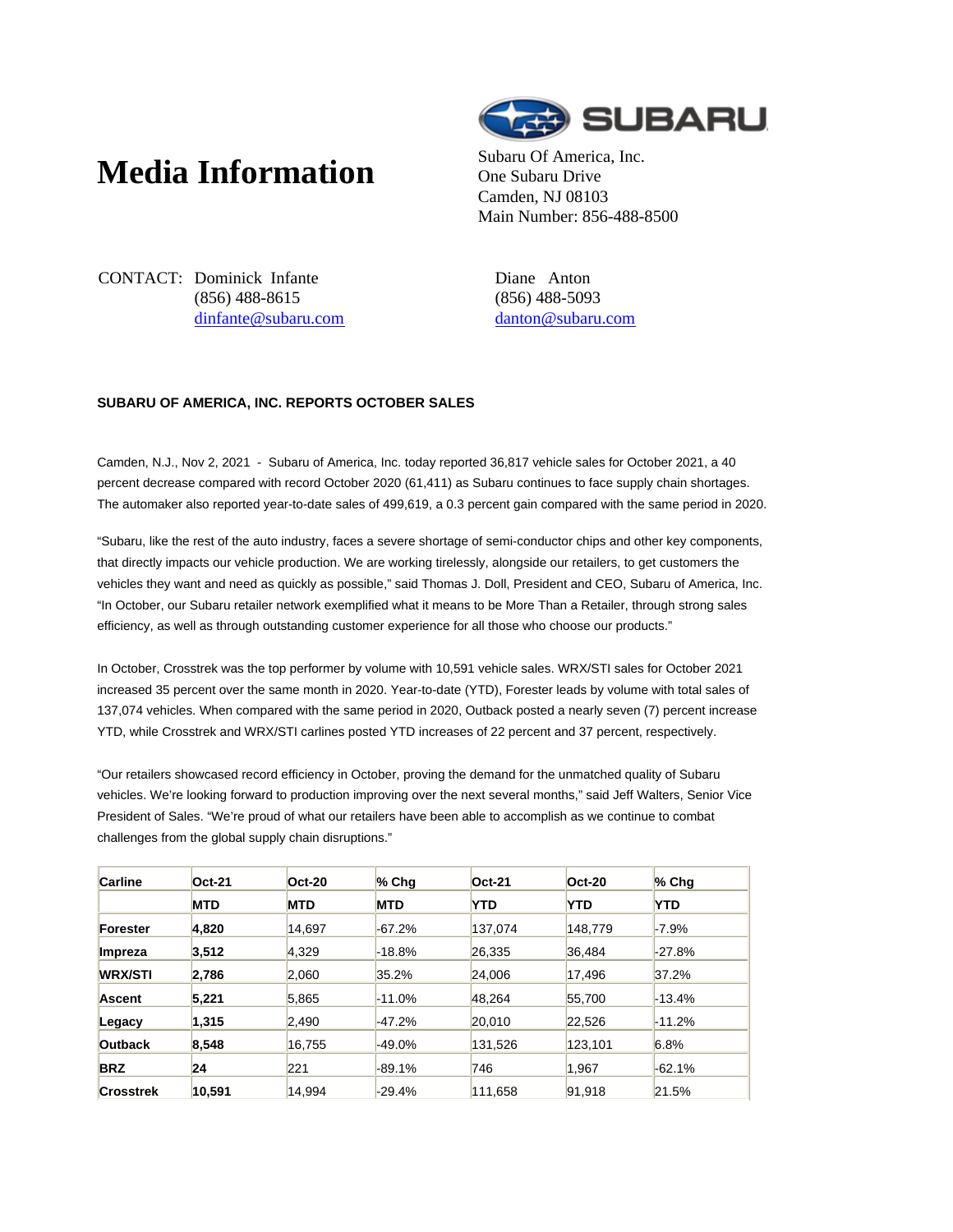# Media Information

SUBARU

Subaru Of America, Inc.
One Subaru Drive
Camden, NJ 08103
Main Number: 856-488-8500

CONTACT: Dominick Infante
(856) 488-8615
dinfante@subaru.com

Diane Anton
(856) 488-5093
danton@subaru.com

**SUBARU OF AMERICA, INC. REPORTS OCTOBER SALES**

Camden, N.J., Nov 2, 2021 - Subaru of America, Inc. today reported 36,817 vehicle sales for October 2021, a 40 percent decrease compared with record October 2020 (61,411) as Subaru continues to face supply chain shortages. The automaker also reported year-to-date sales of 499,619, a 0.3 percent gain compared with the same period in 2020.

"Subaru, like the rest of the auto industry, faces a severe shortage of semi-conductor chips and other key components, that directly impacts our vehicle production. We are working tirelessly, alongside our retailers, to get customers the vehicles they want and need as quickly as possible," said Thomas J. Doll, President and CEO, Subaru of America, Inc. "In October, our Subaru retailer network exemplified what it means to be More Than a Retailer, through strong sales efficiency, as well as through outstanding customer experience for all those who choose our products."

In October, Crosstrek was the top performer by volume with 10,591 vehicle sales. WRX/STI sales for October 2021 increased 35 percent over the same month in 2020. Year-to-date (YTD), Forester leads by volume with total sales of 137,074 vehicles. When compared with the same period in 2020, Outback posted a nearly seven (7) percent increase YTD, while Crosstrek and WRX/STI carlines posted YTD increases of 22 percent and 37 percent, respectively.

"Our retailers showcased record efficiency in October, proving the demand for the unmatched quality of Subaru vehicles. We're looking forward to production improving over the next several months," said Jeff Walters, Senior Vice President of Sales. "We're proud of what our retailers have been able to accomplish as we continue to combat challenges from the global supply chain disruptions."

| Carline | Oct-21 MTD | Oct-20 MTD | % Chg MTD | Oct-21 YTD | Oct-20 YTD | % Chg YTD |
|---|---|---|---|---|---|---|
| **Forester** | **4,820** | 14,697 | -67.2% | 137,074 | 148,779 | -7.9% |
| **Impreza** | **3,512** | 4,329 | -18.8% | 26,335 | 36,484 | -27.8% |
| **WRX/STI** | **2,786** | 2,060 | 35.2% | 24,006 | 17,496 | 37.2% |
| **Ascent** | **5,221** | 5,865 | -11.0% | 48,264 | 55,700 | -13.4% |
| **Legacy** | **1,315** | 2,490 | -47.2% | 20,010 | 22,526 | -11.2% |
| **Outback** | **8,548** | 16,755 | -49.0% | 131,526 | 123,101 | 6.8% |
| **BRZ** | **24** | 221 | -89.1% | 746 | 1,967 | -62.1% |
| **Crosstrek** | **10,591** | 14,994 | -29.4% | 111,658 | 91,918 | 21.5% |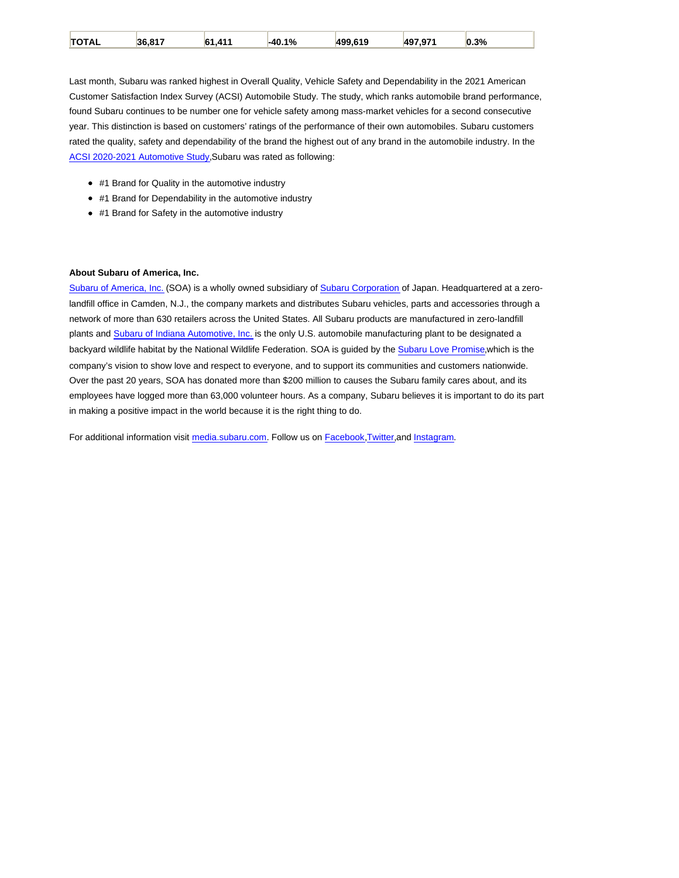| | | | | | | |
|---|---|---|---|---|---|---|
| **TOTAL** | **36,817** | **61,411** | **-40.1%** | **499,619** | **497,971** | **0.3%** |

Last month, Subaru was ranked highest in Overall Quality, Vehicle Safety and Dependability in the 2021 American Customer Satisfaction Index Survey (ACSI) Automobile Study. The study, which ranks automobile brand performance, found Subaru continues to be number one for vehicle safety among mass-market vehicles for a second consecutive year. This distinction is based on customers' ratings of the performance of their own automobiles. Subaru customers rated the quality, safety and dependability of the brand the highest out of any brand in the automobile industry. In the ACSI 2020-2021 Automotive Study,Subaru was rated as following:

- #1 Brand for Quality in the automotive industry
- #1 Brand for Dependability in the automotive industry
- #1 Brand for Safety in the automotive industry

**About Subaru of America, Inc.**

Subaru of America, Inc. (SOA) is a wholly owned subsidiary of Subaru Corporation of Japan. Headquartered at a zero-landfill office in Camden, N.J., the company markets and distributes Subaru vehicles, parts and accessories through a network of more than 630 retailers across the United States. All Subaru products are manufactured in zero-landfill plants and Subaru of Indiana Automotive, Inc. is the only U.S. automobile manufacturing plant to be designated a backyard wildlife habitat by the National Wildlife Federation. SOA is guided by the Subaru Love Promise,which is the company's vision to show love and respect to everyone, and to support its communities and customers nationwide. Over the past 20 years, SOA has donated more than $200 million to causes the Subaru family cares about, and its employees have logged more than 63,000 volunteer hours. As a company, Subaru believes it is important to do its part in making a positive impact in the world because it is the right thing to do.

For additional information visit media.subaru.com. Follow us on Facebook,Twitter,and Instagram.